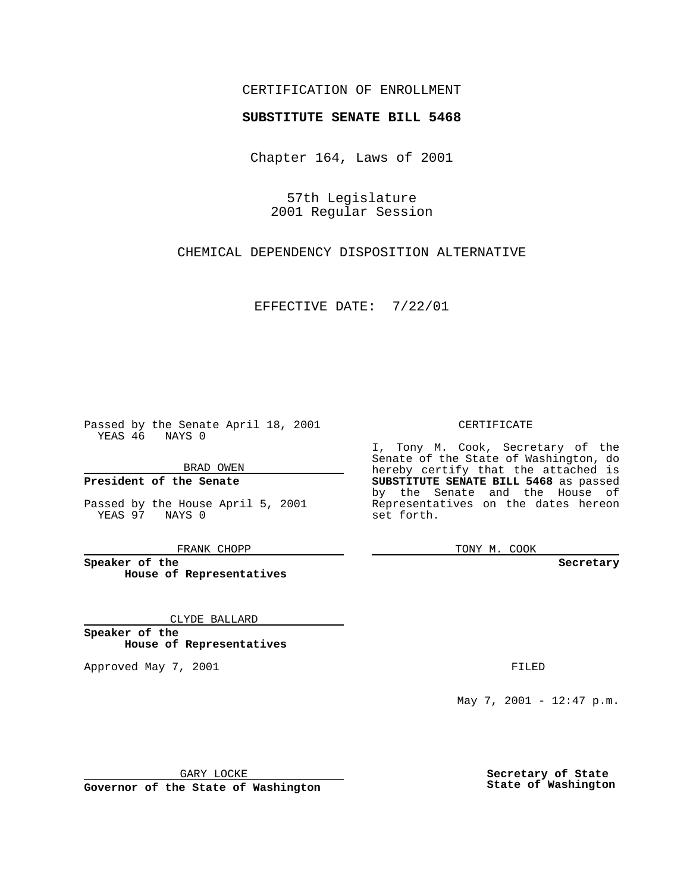CERTIFICATION OF ENROLLMENT

**SUBSTITUTE SENATE BILL 5468**

Chapter 164, Laws of 2001

57th Legislature
2001 Regular Session

CHEMICAL DEPENDENCY DISPOSITION ALTERNATIVE

EFFECTIVE DATE: 7/22/01

Passed by the Senate April 18, 2001
YEAS 46 NAYS 0

BRAD OWEN

**President of the Senate**

Passed by the House April 5, 2001
YEAS 97 NAYS 0

FRANK CHOPP

**Speaker of the House of Representatives**

CLYDE BALLARD

**Speaker of the House of Representatives**

Approved May 7, 2001

GARY LOCKE

**Governor of the State of Washington**

CERTIFICATE

I, Tony M. Cook, Secretary of the Senate of the State of Washington, do hereby certify that the attached is **SUBSTITUTE SENATE BILL 5468** as passed by the Senate and the House of Representatives on the dates hereon set forth.

TONY M. COOK

**Secretary**

FILED

May 7, 2001 - 12:47 p.m.

**Secretary of State State of Washington**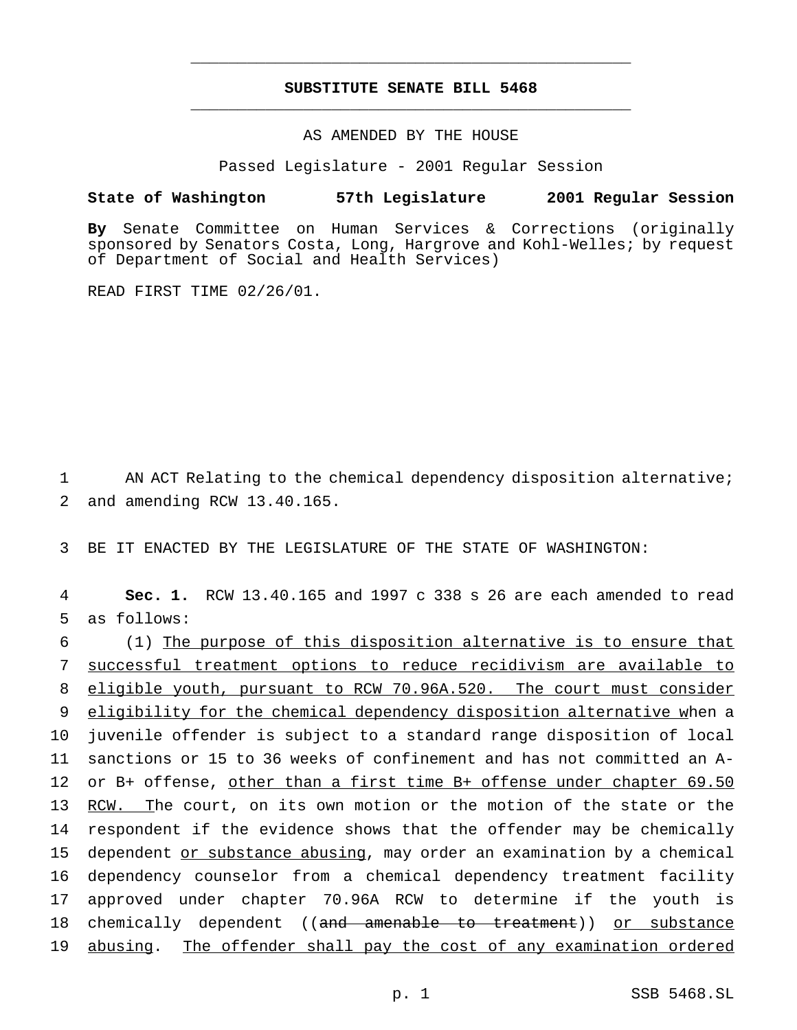# SUBSTITUTE SENATE BILL 5468

AS AMENDED BY THE HOUSE

Passed Legislature - 2001 Regular Session

**State of Washington 57th Legislature 2001 Regular Session**

**By** Senate Committee on Human Services & Corrections (originally sponsored by Senators Costa, Long, Hargrove and Kohl-Welles; by request of Department of Social and Health Services)

READ FIRST TIME 02/26/01.

1 AN ACT Relating to the chemical dependency disposition alternative;
2 and amending RCW 13.40.165.

3 BE IT ENACTED BY THE LEGISLATURE OF THE STATE OF WASHINGTON:

4 **Sec. 1.** RCW 13.40.165 and 1997 c 338 s 26 are each amended to read
5 as follows:
6 (1) The purpose of this disposition alternative is to ensure that
7 successful treatment options to reduce recidivism are available to
8 eligible youth, pursuant to RCW 70.96A.520. The court must consider
9 eligibility for the chemical dependency disposition alternative when a
10 juvenile offender is subject to a standard range disposition of local
11 sanctions or 15 to 36 weeks of confinement and has not committed an A-
12 or B+ offense, other than a first time B+ offense under chapter 69.50
13 RCW. The court, on its own motion or the motion of the state or the
14 respondent if the evidence shows that the offender may be chemically
15 dependent or substance abusing, may order an examination by a chemical
16 dependency counselor from a chemical dependency treatment facility
17 approved under chapter 70.96A RCW to determine if the youth is
18 chemically dependent ((~~and amenable to treatment~~)) or substance
19 abusing. The offender shall pay the cost of any examination ordered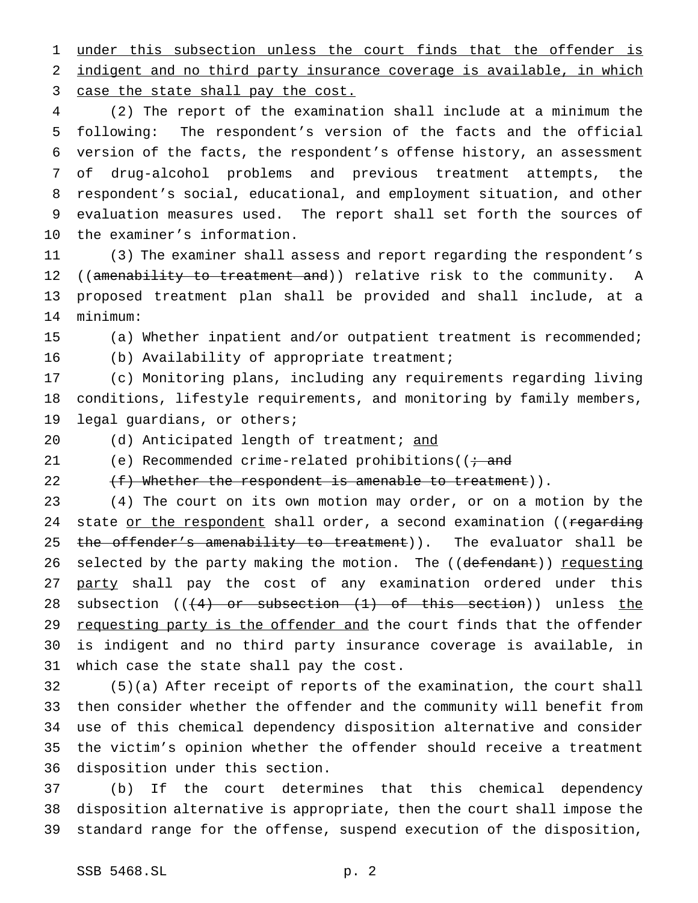under this subsection unless the court finds that the offender is indigent and no third party insurance coverage is available, in which case the state shall pay the cost.

(2) The report of the examination shall include at a minimum the following: The respondent's version of the facts and the official version of the facts, the respondent's offense history, an assessment of drug-alcohol problems and previous treatment attempts, the respondent's social, educational, and employment situation, and other evaluation measures used. The report shall set forth the sources of the examiner's information.

(3) The examiner shall assess and report regarding the respondent's ((~~amenability to treatment and~~)) relative risk to the community. A proposed treatment plan shall be provided and shall include, at a minimum:

(a) Whether inpatient and/or outpatient treatment is recommended;

(b) Availability of appropriate treatment;

(c) Monitoring plans, including any requirements regarding living conditions, lifestyle requirements, and monitoring by family members, legal guardians, or others;

(d) Anticipated length of treatment; and

(e) Recommended crime-related prohibitions((~~; and~~

~~(f) Whether the respondent is amenable to treatment~~)).

(4) The court on its own motion may order, or on a motion by the state or the respondent shall order, a second examination ((~~regarding the offender's amenability to treatment~~)). The evaluator shall be selected by the party making the motion. The ((~~defendant~~)) requesting party shall pay the cost of any examination ordered under this subsection ((~~(4) or subsection (1) of this section~~)) unless the requesting party is the offender and the court finds that the offender is indigent and no third party insurance coverage is available, in which case the state shall pay the cost.

(5)(a) After receipt of reports of the examination, the court shall then consider whether the offender and the community will benefit from use of this chemical dependency disposition alternative and consider the victim's opinion whether the offender should receive a treatment disposition under this section.

(b) If the court determines that this chemical dependency disposition alternative is appropriate, then the court shall impose the standard range for the offense, suspend execution of the disposition,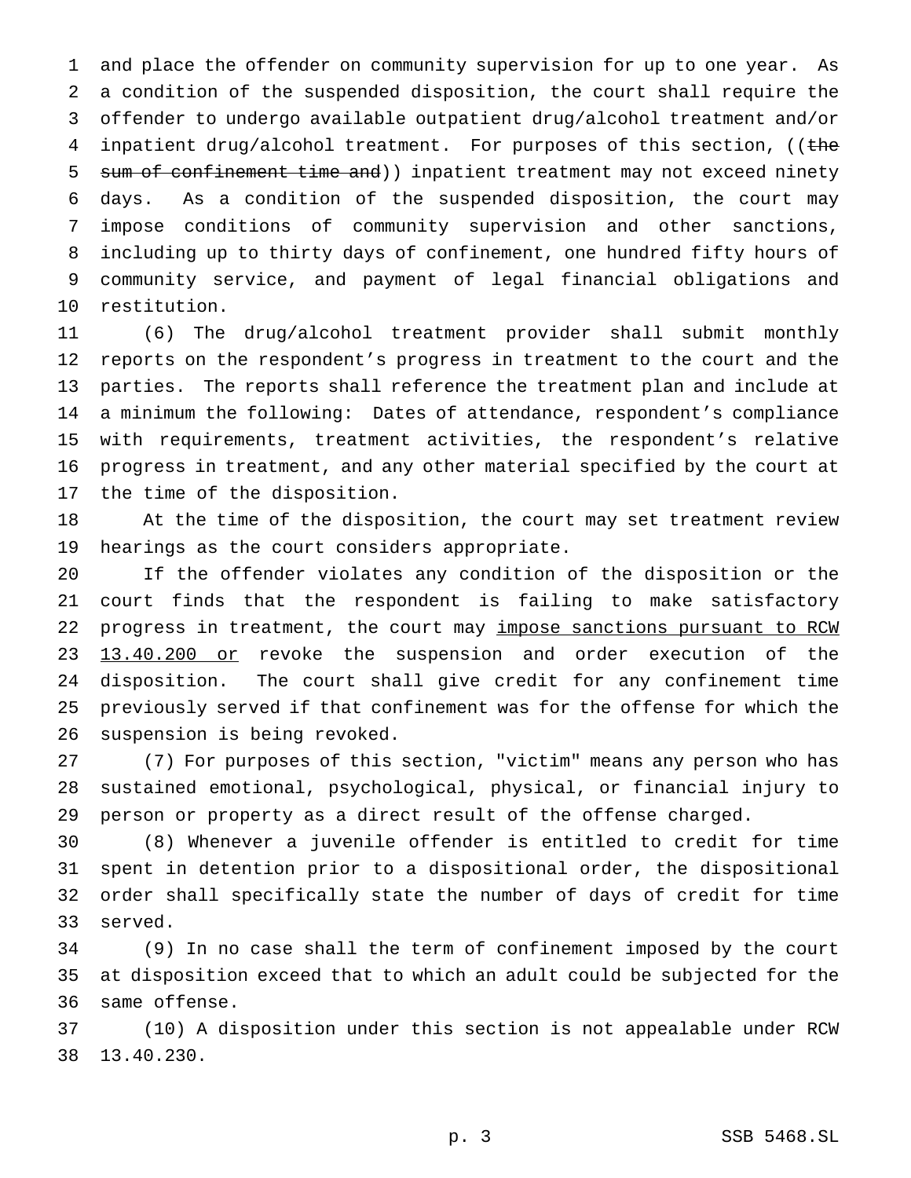and place the offender on community supervision for up to one year. As a condition of the suspended disposition, the court shall require the offender to undergo available outpatient drug/alcohol treatment and/or inpatient drug/alcohol treatment. For purposes of this section, ((~~the sum of confinement time and~~)) inpatient treatment may not exceed ninety days. As a condition of the suspended disposition, the court may impose conditions of community supervision and other sanctions, including up to thirty days of confinement, one hundred fifty hours of community service, and payment of legal financial obligations and restitution.

(6) The drug/alcohol treatment provider shall submit monthly reports on the respondent's progress in treatment to the court and the parties. The reports shall reference the treatment plan and include at a minimum the following: Dates of attendance, respondent's compliance with requirements, treatment activities, the respondent's relative progress in treatment, and any other material specified by the court at the time of the disposition.

At the time of the disposition, the court may set treatment review hearings as the court considers appropriate.

If the offender violates any condition of the disposition or the court finds that the respondent is failing to make satisfactory progress in treatment, the court may <u>impose sanctions pursuant to RCW 13.40.200 or</u> revoke the suspension and order execution of the disposition. The court shall give credit for any confinement time previously served if that confinement was for the offense for which the suspension is being revoked.

(7) For purposes of this section, "victim" means any person who has sustained emotional, psychological, physical, or financial injury to person or property as a direct result of the offense charged.

(8) Whenever a juvenile offender is entitled to credit for time spent in detention prior to a dispositional order, the dispositional order shall specifically state the number of days of credit for time served.

(9) In no case shall the term of confinement imposed by the court at disposition exceed that to which an adult could be subjected for the same offense.

(10) A disposition under this section is not appealable under RCW 13.40.230.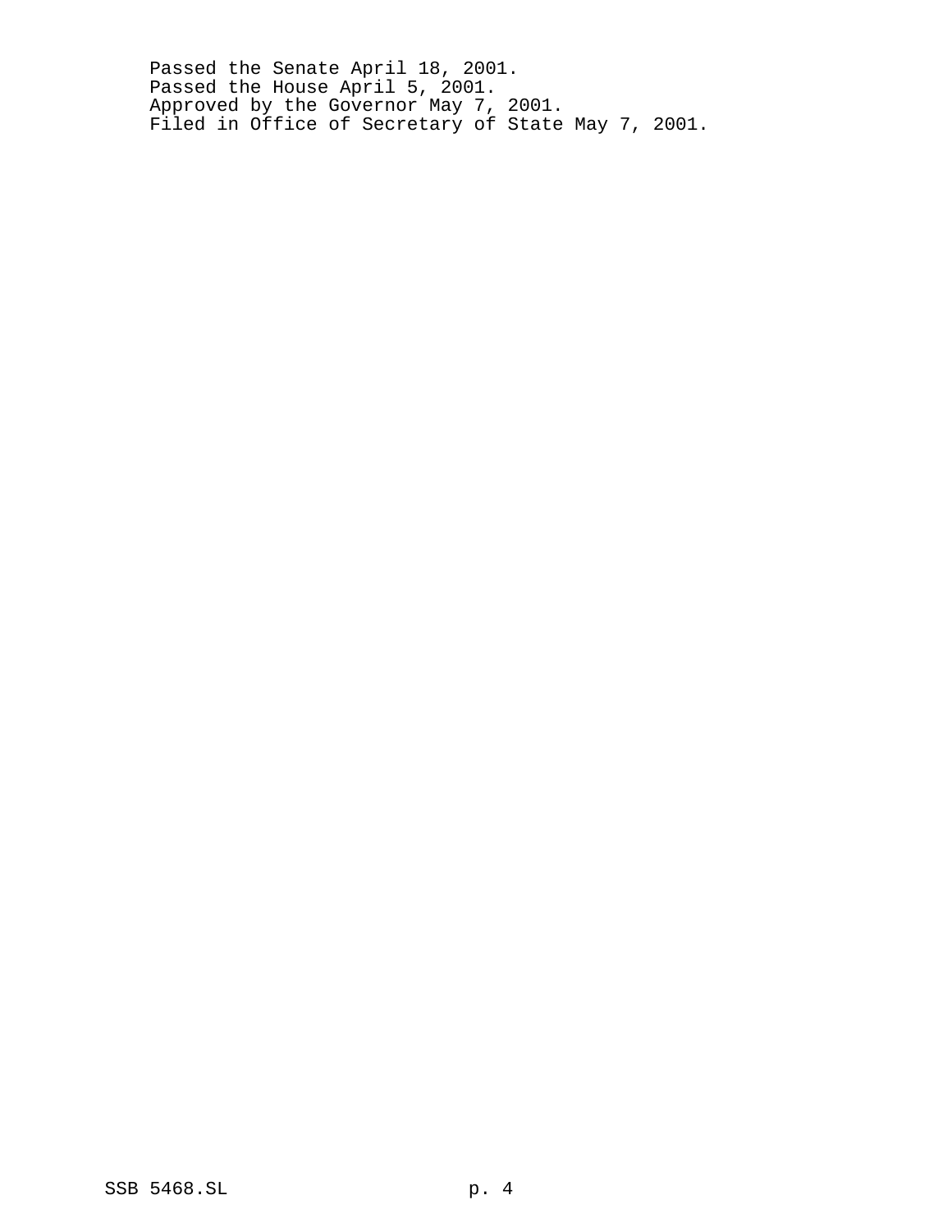Passed the Senate April 18, 2001.
Passed the House April 5, 2001.
Approved by the Governor May 7, 2001.
Filed in Office of Secretary of State May 7, 2001.